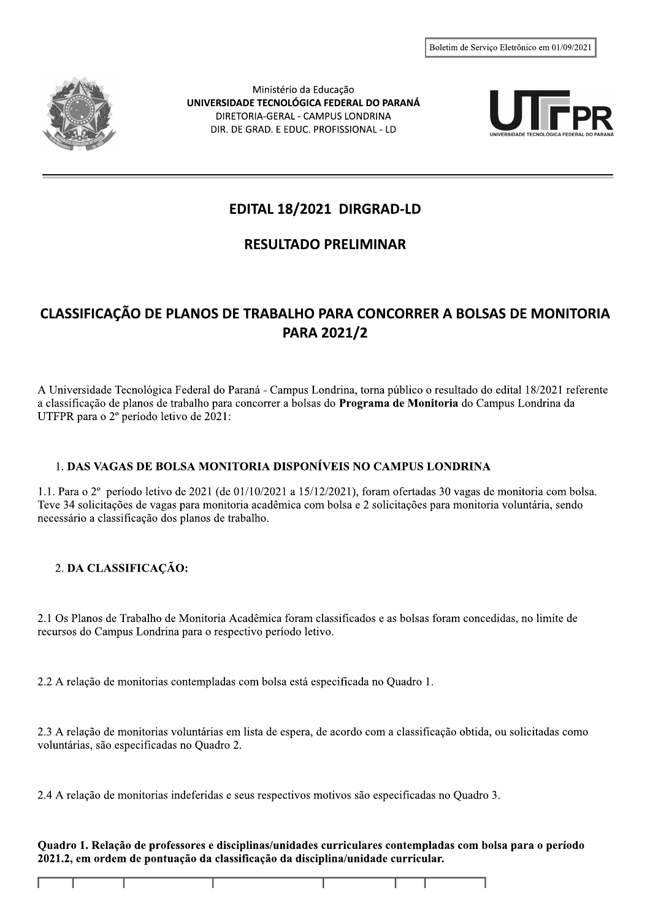Boletim de Serviço Eletrônico em 01/09/2021

Ministério da Educação
**UNIVERSIDADE TECNOLÓGICA FEDERAL DO PARANÁ**
DIRETORIA-GERAL - CAMPUS LONDRINA
DIR. DE GRAD. E EDUC. PROFISSIONAL - LD

# EDITAL 18/2021 DIRGRAD-LD

## RESULTADO PRELIMINAR

## CLASSIFICAÇÃO DE PLANOS DE TRABALHO PARA CONCORRER A BOLSAS DE MONITORIA PARA 2021/2

A Universidade Tecnológica Federal do Paraná - Campus Londrina, torna público o resultado do edital 18/2021 referente a classificação de planos de trabalho para concorrer a bolsas do **Programa de Monitoria** do Campus Londrina da UTFPR para o 2º período letivo de 2021:

1. **DAS VAGAS DE BOLSA MONITORIA DISPONÍVEIS NO CAMPUS LONDRINA**

1.1. Para o 2º período letivo de 2021 (de 01/10/2021 a 15/12/2021), foram ofertadas 30 vagas de monitoria com bolsa. Teve 34 solicitações de vagas para monitoria acadêmica com bolsa e 2 solicitações para monitoria voluntária, sendo necessário a classificação dos planos de trabalho.

2. **DA CLASSIFICAÇÃO:**

2.1 Os Planos de Trabalho de Monitoria Acadêmica foram classificados e as bolsas foram concedidas, no limite de recursos do Campus Londrina para o respectivo período letivo.

2.2 A relação de monitorias contempladas com bolsa está especificada no Quadro 1.

2.3 A relação de monitorias voluntárias em lista de espera, de acordo com a classificação obtida, ou solicitadas como voluntárias, são especificadas no Quadro 2.

2.4 A relação de monitorias indeferidas e seus respectivos motivos são especificadas no Quadro 3.

**Quadro 1. Relação de professores e disciplinas/unidades curriculares contempladas com bolsa para o período 2021.2, em ordem de pontuação da classificação da disciplina/unidade curricular.**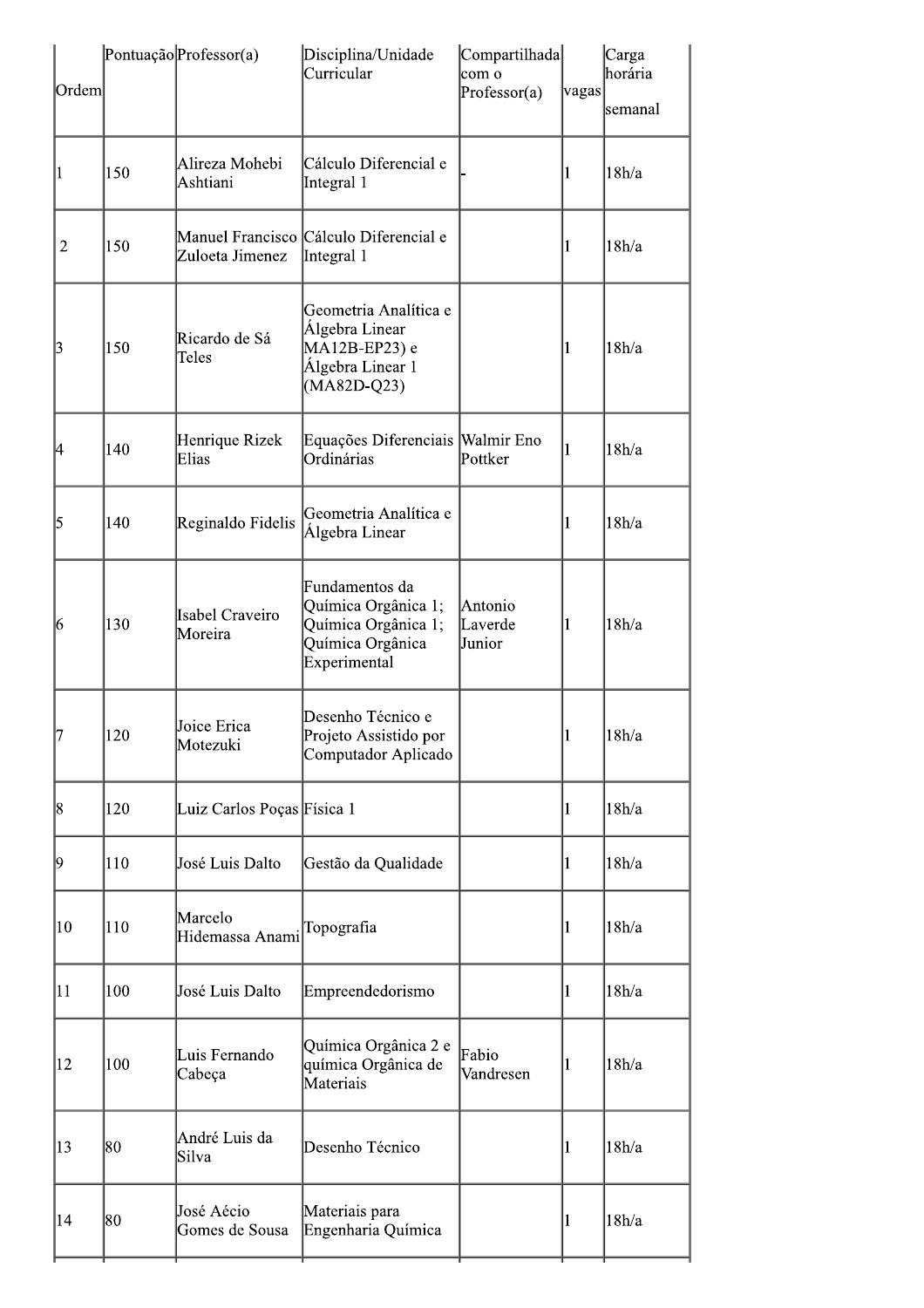| Ordem | Pontuação | Professor(a) | Disciplina/Unidade Curricular | Compartilhada com o Professor(a) | vagas | Carga horária semanal |
|---|---|---|---|---|---|---|
| 1 | 150 | Alireza Mohebi Ashtiani | Cálculo Diferencial e Integral 1 | - | 1 | 18h/a |
| 2 | 150 | Manuel Francisco Zuloeta Jimenez | Cálculo Diferencial e Integral 1 | | 1 | 18h/a |
| 3 | 150 | Ricardo de Sá Teles | Geometria Analítica e Álgebra Linear MA12B-EP23) e Álgebra Linear 1 (MA82D-Q23) | | 1 | 18h/a |
| 4 | 140 | Henrique Rizek Elias | Equações Diferenciais Ordinárias | Walmir Eno Pottker | 1 | 18h/a |
| 5 | 140 | Reginaldo Fidelis | Geometria Analítica e Álgebra Linear | | 1 | 18h/a |
| 6 | 130 | Isabel Craveiro Moreira | Fundamentos da Química Orgânica 1; Química Orgânica 1; Química Orgânica Experimental | Antonio Laverde Junior | 1 | 18h/a |
| 7 | 120 | Joice Erica Motezuki | Desenho Técnico e Projeto Assistido por Computador Aplicado | | 1 | 18h/a |
| 8 | 120 | Luiz Carlos Poças | Física 1 | | 1 | 18h/a |
| 9 | 110 | José Luis Dalto | Gestão da Qualidade | | 1 | 18h/a |
| 10 | 110 | Marcelo Hidemassa Anami | Topografia | | 1 | 18h/a |
| 11 | 100 | José Luis Dalto | Empreendedorismo | | 1 | 18h/a |
| 12 | 100 | Luis Fernando Cabeça | Química Orgânica 2 e química Orgânica de Materiais | Fabio Vandresen | 1 | 18h/a |
| 13 | 80 | André Luis da Silva | Desenho Técnico | | 1 | 18h/a |
| 14 | 80 | José Aécio Gomes de Sousa | Materiais para Engenharia Química | | 1 | 18h/a |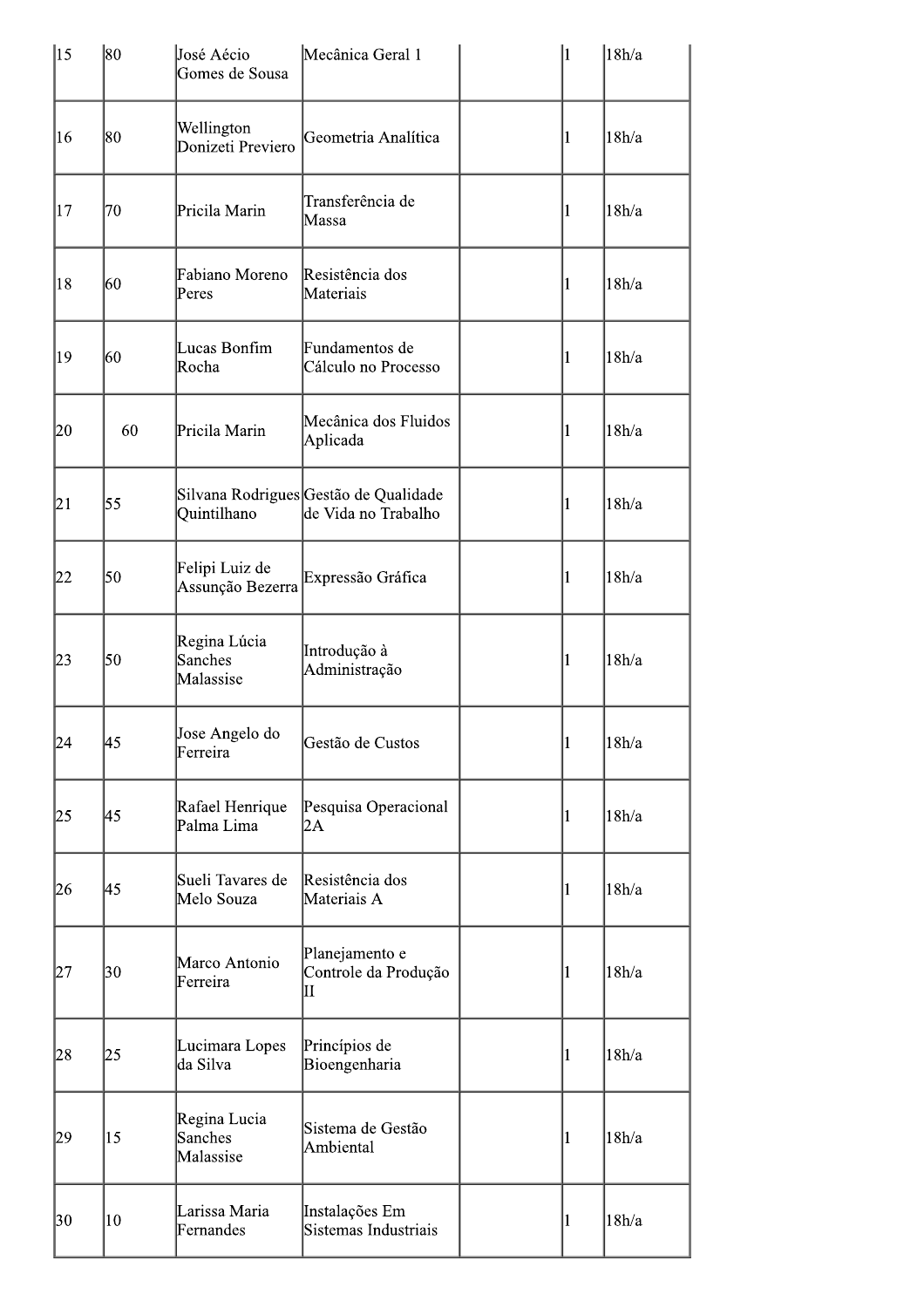| | | | | | | |
|---|---|---|---|---|---|---|
| 15 | 80 | José Aécio Gomes de Sousa | Mecânica Geral 1 | | 1 | 18h/a |
| 16 | 80 | Wellington Donizeti Previero | Geometria Analítica | | 1 | 18h/a |
| 17 | 70 | Pricila Marin | Transferência de Massa | | 1 | 18h/a |
| 18 | 60 | Fabiano Moreno Peres | Resistência dos Materiais | | 1 | 18h/a |
| 19 | 60 | Lucas Bonfim Rocha | Fundamentos de Cálculo no Processo | | 1 | 18h/a |
| 20 | 60 | Pricila Marin | Mecânica dos Fluidos Aplicada | | 1 | 18h/a |
| 21 | 55 | Silvana Rodrigues Quintilhano | Gestão de Qualidade de Vida no Trabalho | | 1 | 18h/a |
| 22 | 50 | Felipi Luiz de Assunção Bezerra | Expressão Gráfica | | 1 | 18h/a |
| 23 | 50 | Regina Lúcia Sanches Malassise | Introdução à Administração | | 1 | 18h/a |
| 24 | 45 | Jose Angelo do Ferreira | Gestão de Custos | | 1 | 18h/a |
| 25 | 45 | Rafael Henrique Palma Lima | Pesquisa Operacional 2A | | 1 | 18h/a |
| 26 | 45 | Sueli Tavares de Melo Souza | Resistência dos Materiais A | | 1 | 18h/a |
| 27 | 30 | Marco Antonio Ferreira | Planejamento e Controle da Produção II | | 1 | 18h/a |
| 28 | 25 | Lucimara Lopes da Silva | Princípios de Bioengenharia | | 1 | 18h/a |
| 29 | 15 | Regina Lucia Sanches Malassise | Sistema de Gestão Ambiental | | 1 | 18h/a |
| 30 | 10 | Larissa Maria Fernandes | Instalações Em Sistemas Industriais | | 1 | 18h/a |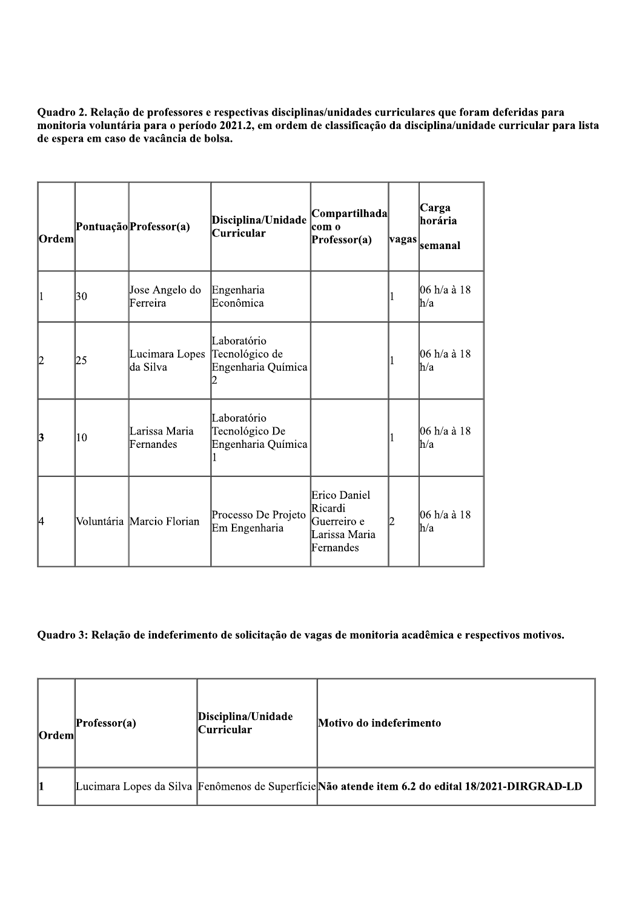**Quadro 2. Relação de professores e respectivas disciplinas/unidades curriculares que foram deferidas para monitoria voluntária para o período 2021.2, em ordem de classificação da disciplina/unidade curricular para lista de espera em caso de vacância de bolsa.**

| Ordem | Pontuação | Professor(a) | Disciplina/Unidade Curricular | Compartilhada com o Professor(a) | vagas | Carga horária semanal |
|---|---|---|---|---|---|---|
| 1 | 30 | Jose Angelo do Ferreira | Engenharia Econômica | | 1 | 06 h/a à 18 h/a |
| 2 | 25 | Lucimara Lopes da Silva | Laboratório Tecnológico de Engenharia Química 2 | | 1 | 06 h/a à 18 h/a |
| **3** | 10 | Larissa Maria Fernandes | Laboratório Tecnológico De Engenharia Química 1 | | 1 | 06 h/a à 18 h/a |
| 4 | Voluntária | Marcio Florian | Processo De Projeto Em Engenharia | Erico Daniel Ricardi Guerreiro e Larissa Maria Fernandes | 2 | 06 h/a à 18 h/a |

**Quadro 3: Relação de indeferimento de solicitação de vagas de monitoria acadêmica e respectivos motivos.**

| Ordem | Professor(a) | Disciplina/Unidade Curricular | Motivo do indeferimento |
|---|---|---|---|
| **1** | Lucimara Lopes da Silva | Fenômenos de Superfície | **Não atende item 6.2 do edital 18/2021-DIRGRAD-LD** |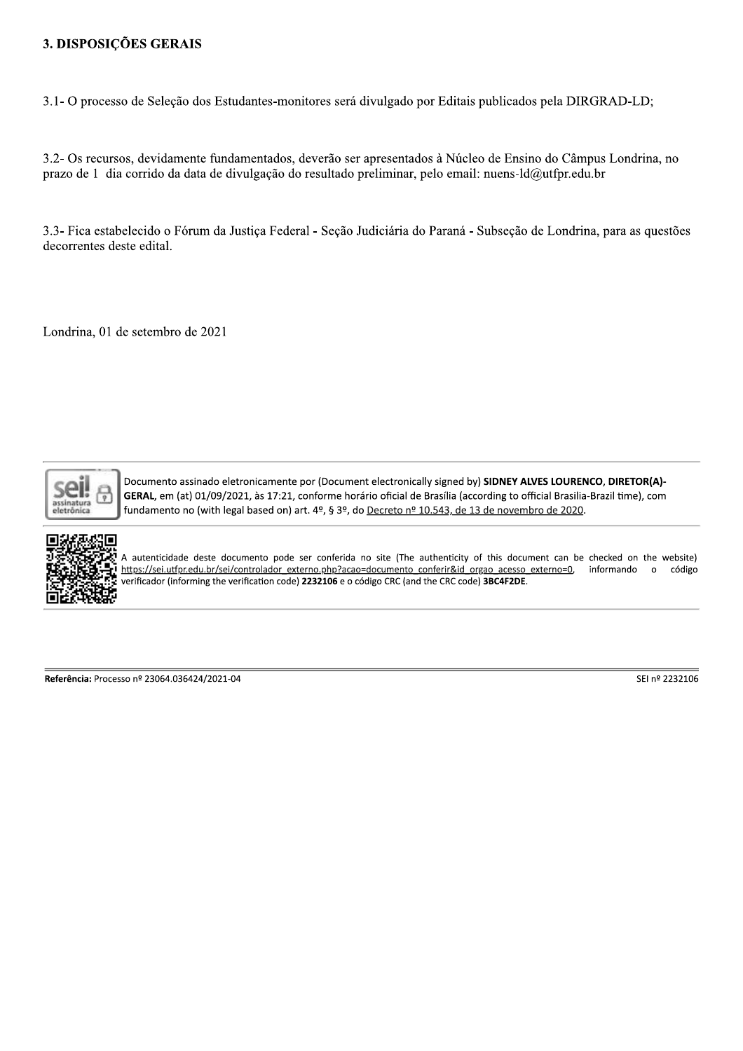## 3. DISPOSIÇÕES GERAIS

3.1- O processo de Seleção dos Estudantes-monitores será divulgado por Editais publicados pela DIRGRAD-LD;

3.2- Os recursos, devidamente fundamentados, deverão ser apresentados à Núcleo de Ensino do Câmpus Londrina, no prazo de 1 dia corrido da data de divulgação do resultado preliminar, pelo email: nuens-ld@utfpr.edu.br

3.3- Fica estabelecido o Fórum da Justiça Federal - Seção Judiciária do Paraná - Subseção de Londrina, para as questões decorrentes deste edital.

Londrina, 01 de setembro de 2021

Documento assinado eletronicamente por (Document electronically signed by) **SIDNEY ALVES LOURENCO**, **DIRETOR(A)-GERAL**, em (at) 01/09/2021, às 17:21, conforme horário oficial de Brasília (according to official Brasilia-Brazil time), com fundamento no (with legal based on) art. 4º, § 3º, do Decreto nº 10.543, de 13 de novembro de 2020.

A autenticidade deste documento pode ser conferida no site (The authenticity of this document can be checked on the website) https://sei.utfpr.edu.br/sei/controlador_externo.php?acao=documento_conferir&id_orgao_acesso_externo=0, informando o código verificador (informing the verification code) **2232106** e o código CRC (and the CRC code) **3BC4F2DE**.

**Referência:** Processo nº 23064.036424/2021-04 SEI nº 2232106